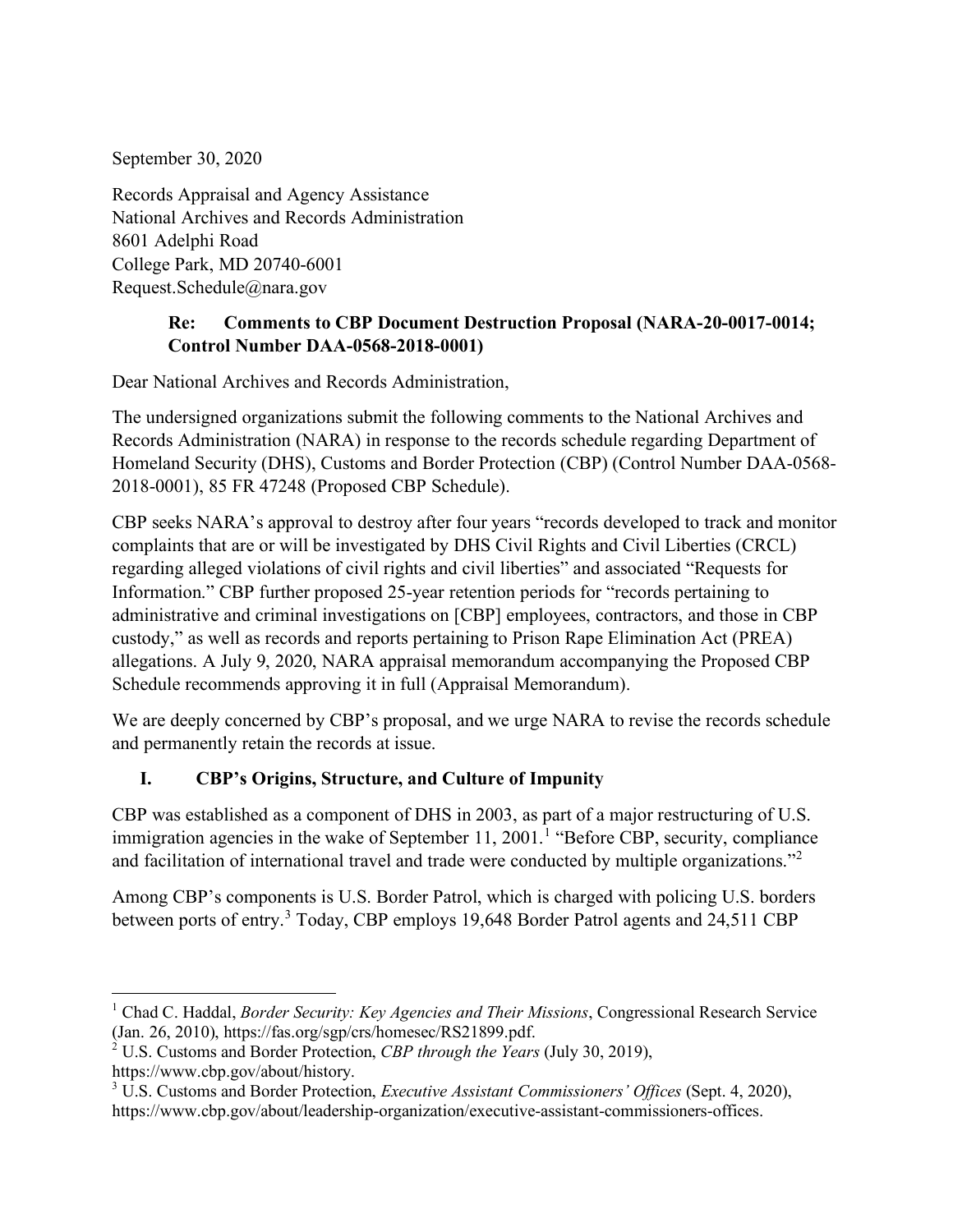September 30, 2020

Records Appraisal and Agency Assistance
National Archives and Records Administration
8601 Adelphi Road
College Park, MD 20740-6001
Request.Schedule@nara.gov

**Re: Comments to CBP Document Destruction Proposal (NARA-20-0017-0014; Control Number DAA-0568-2018-0001)**

Dear National Archives and Records Administration,

The undersigned organizations submit the following comments to the National Archives and Records Administration (NARA) in response to the records schedule regarding Department of Homeland Security (DHS), Customs and Border Protection (CBP) (Control Number DAA-0568-2018-0001), 85 FR 47248 (Proposed CBP Schedule).

CBP seeks NARA's approval to destroy after four years "records developed to track and monitor complaints that are or will be investigated by DHS Civil Rights and Civil Liberties (CRCL) regarding alleged violations of civil rights and civil liberties" and associated "Requests for Information." CBP further proposed 25-year retention periods for "records pertaining to administrative and criminal investigations on [CBP] employees, contractors, and those in CBP custody," as well as records and reports pertaining to Prison Rape Elimination Act (PREA) allegations. A July 9, 2020, NARA appraisal memorandum accompanying the Proposed CBP Schedule recommends approving it in full (Appraisal Memorandum).

We are deeply concerned by CBP's proposal, and we urge NARA to revise the records schedule and permanently retain the records at issue.

## I. CBP's Origins, Structure, and Culture of Impunity

CBP was established as a component of DHS in 2003, as part of a major restructuring of U.S. immigration agencies in the wake of September 11, 2001.[1] "Before CBP, security, compliance and facilitation of international travel and trade were conducted by multiple organizations."[2]

Among CBP's components is U.S. Border Patrol, which is charged with policing U.S. borders between ports of entry.[3] Today, CBP employs 19,648 Border Patrol agents and 24,511 CBP

---

[1] Chad C. Haddal, *Border Security: Key Agencies and Their Missions*, Congressional Research Service (Jan. 26, 2010), https://fas.org/sgp/crs/homesec/RS21899.pdf.

[2] U.S. Customs and Border Protection, *CBP through the Years* (July 30, 2019), https://www.cbp.gov/about/history.

[3] U.S. Customs and Border Protection, *Executive Assistant Commissioners' Offices* (Sept. 4, 2020), https://www.cbp.gov/about/leadership-organization/executive-assistant-commissioners-offices.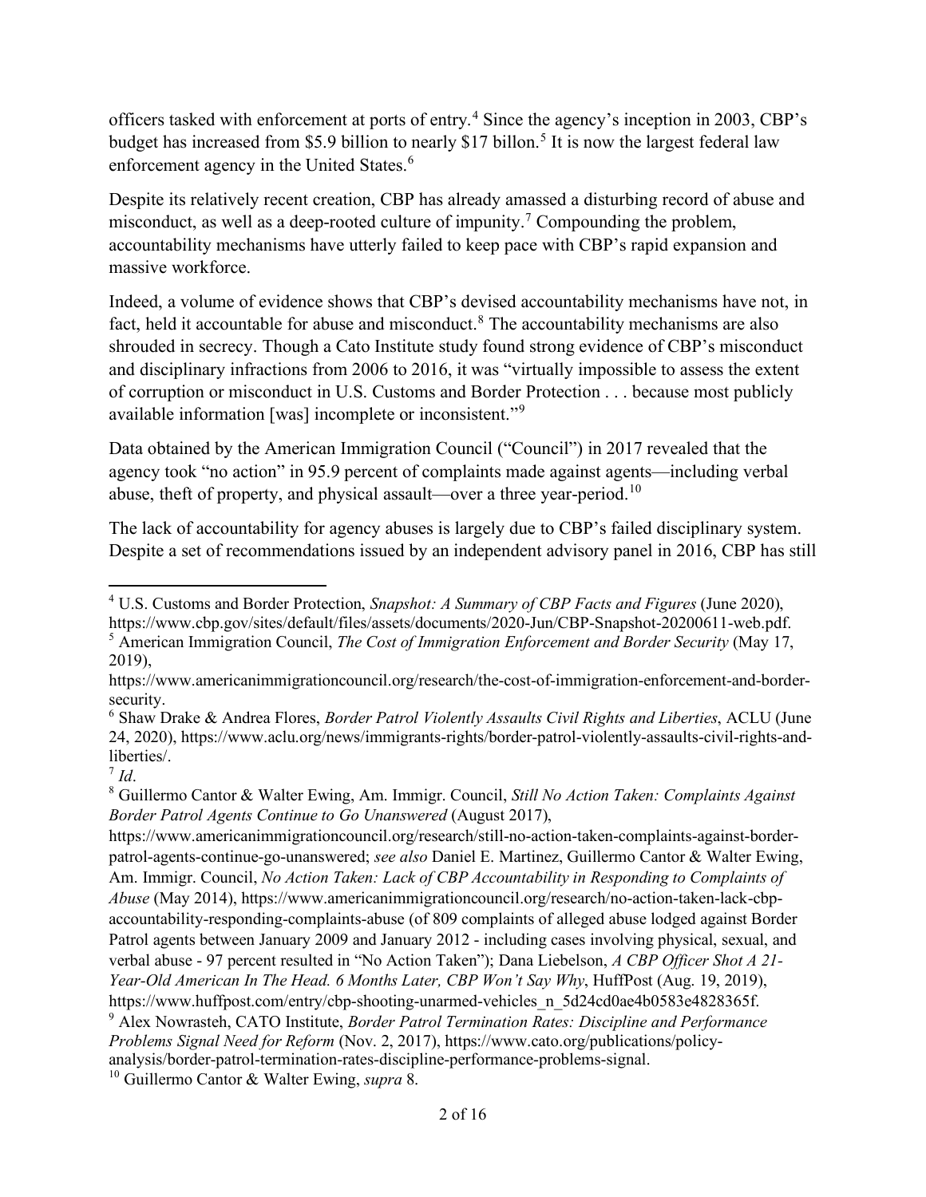officers tasked with enforcement at ports of entry.[4] Since the agency's inception in 2003, CBP's budget has increased from $5.9 billion to nearly $17 billon.[5] It is now the largest federal law enforcement agency in the United States.[6]

Despite its relatively recent creation, CBP has already amassed a disturbing record of abuse and misconduct, as well as a deep-rooted culture of impunity.[7] Compounding the problem, accountability mechanisms have utterly failed to keep pace with CBP's rapid expansion and massive workforce.

Indeed, a volume of evidence shows that CBP's devised accountability mechanisms have not, in fact, held it accountable for abuse and misconduct.[8] The accountability mechanisms are also shrouded in secrecy. Though a Cato Institute study found strong evidence of CBP's misconduct and disciplinary infractions from 2006 to 2016, it was "virtually impossible to assess the extent of corruption or misconduct in U.S. Customs and Border Protection . . . because most publicly available information [was] incomplete or inconsistent."[9]

Data obtained by the American Immigration Council ("Council") in 2017 revealed that the agency took "no action" in 95.9 percent of complaints made against agents—including verbal abuse, theft of property, and physical assault—over a three year-period.[10]

The lack of accountability for agency abuses is largely due to CBP's failed disciplinary system. Despite a set of recommendations issued by an independent advisory panel in 2016, CBP has still

---

[4] U.S. Customs and Border Protection, *Snapshot: A Summary of CBP Facts and Figures* (June 2020), https://www.cbp.gov/sites/default/files/assets/documents/2020-Jun/CBP-Snapshot-20200611-web.pdf.

[5] American Immigration Council, *The Cost of Immigration Enforcement and Border Security* (May 17, 2019), https://www.americanimmigrationcouncil.org/research/the-cost-of-immigration-enforcement-and-border-security.

[6] Shaw Drake & Andrea Flores, *Border Patrol Violently Assaults Civil Rights and Liberties*, ACLU (June 24, 2020), https://www.aclu.org/news/immigrants-rights/border-patrol-violently-assaults-civil-rights-and-liberties/.

[7] *Id*.

[8] Guillermo Cantor & Walter Ewing, Am. Immigr. Council, *Still No Action Taken: Complaints Against Border Patrol Agents Continue to Go Unanswered* (August 2017), https://www.americanimmigrationcouncil.org/research/still-no-action-taken-complaints-against-border-patrol-agents-continue-go-unanswered; *see also* Daniel E. Martinez, Guillermo Cantor & Walter Ewing, Am. Immigr. Council, *No Action Taken: Lack of CBP Accountability in Responding to Complaints of Abuse* (May 2014), https://www.americanimmigrationcouncil.org/research/no-action-taken-lack-cbp-accountability-responding-complaints-abuse (of 809 complaints of alleged abuse lodged against Border Patrol agents between January 2009 and January 2012 - including cases involving physical, sexual, and verbal abuse - 97 percent resulted in "No Action Taken"); Dana Liebelson, *A CBP Officer Shot A 21-Year-Old American In The Head. 6 Months Later, CBP Won't Say Why*, HuffPost (Aug. 19, 2019), https://www.huffpost.com/entry/cbp-shooting-unarmed-vehicles_n_5d24cd0ae4b0583e4828365f.

[9] Alex Nowrasteh, CATO Institute, *Border Patrol Termination Rates: Discipline and Performance Problems Signal Need for Reform* (Nov. 2, 2017), https://www.cato.org/publications/policy-analysis/border-patrol-termination-rates-discipline-performance-problems-signal.

[10] Guillermo Cantor & Walter Ewing, *supra* 8.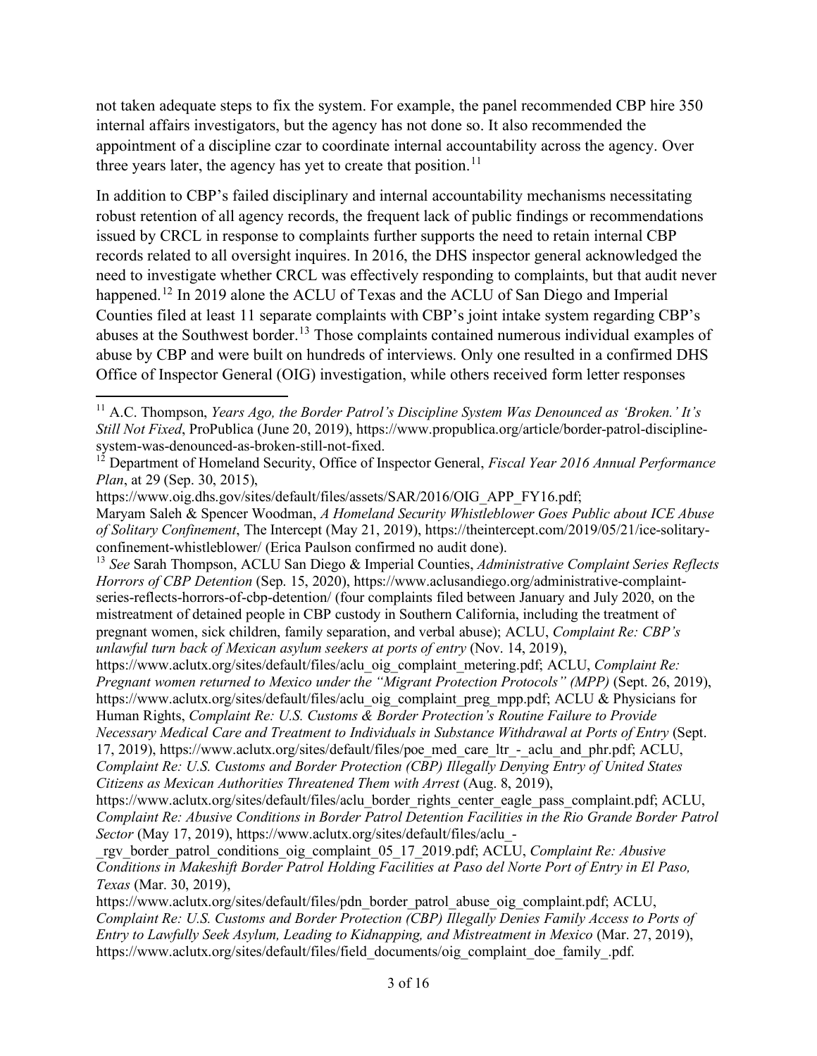not taken adequate steps to fix the system. For example, the panel recommended CBP hire 350 internal affairs investigators, but the agency has not done so. It also recommended the appointment of a discipline czar to coordinate internal accountability across the agency. Over three years later, the agency has yet to create that position.[11]

In addition to CBP's failed disciplinary and internal accountability mechanisms necessitating robust retention of all agency records, the frequent lack of public findings or recommendations issued by CRCL in response to complaints further supports the need to retain internal CBP records related to all oversight inquires. In 2016, the DHS inspector general acknowledged the need to investigate whether CRCL was effectively responding to complaints, but that audit never happened.[12] In 2019 alone the ACLU of Texas and the ACLU of San Diego and Imperial Counties filed at least 11 separate complaints with CBP's joint intake system regarding CBP's abuses at the Southwest border.[13] Those complaints contained numerous individual examples of abuse by CBP and were built on hundreds of interviews. Only one resulted in a confirmed DHS Office of Inspector General (OIG) investigation, while others received form letter responses

---

[11] A.C. Thompson, *Years Ago, the Border Patrol's Discipline System Was Denounced as 'Broken.' It's Still Not Fixed*, ProPublica (June 20, 2019), https://www.propublica.org/article/border-patrol-discipline-system-was-denounced-as-broken-still-not-fixed.

[12] Department of Homeland Security, Office of Inspector General, *Fiscal Year 2016 Annual Performance Plan*, at 29 (Sep. 30, 2015), https://www.oig.dhs.gov/sites/default/files/assets/SAR/2016/OIG_APP_FY16.pdf; Maryam Saleh & Spencer Woodman, *A Homeland Security Whistleblower Goes Public about ICE Abuse of Solitary Confinement*, The Intercept (May 21, 2019), https://theintercept.com/2019/05/21/ice-solitary-confinement-whistleblower/ (Erica Paulson confirmed no audit done).

[13] *See* Sarah Thompson, ACLU San Diego & Imperial Counties, *Administrative Complaint Series Reflects Horrors of CBP Detention* (Sep. 15, 2020), https://www.aclusandiego.org/administrative-complaint-series-reflects-horrors-of-cbp-detention/ (four complaints filed between January and July 2020, on the mistreatment of detained people in CBP custody in Southern California, including the treatment of pregnant women, sick children, family separation, and verbal abuse); ACLU, *Complaint Re: CBP's unlawful turn back of Mexican asylum seekers at ports of entry* (Nov. 14, 2019), https://www.aclutx.org/sites/default/files/aclu_oig_complaint_metering.pdf; ACLU, *Complaint Re: Pregnant women returned to Mexico under the "Migrant Protection Protocols" (MPP)* (Sept. 26, 2019), https://www.aclutx.org/sites/default/files/aclu_oig_complaint_preg_mpp.pdf; ACLU & Physicians for Human Rights, *Complaint Re: U.S. Customs & Border Protection's Routine Failure to Provide Necessary Medical Care and Treatment to Individuals in Substance Withdrawal at Ports of Entry* (Sept. 17, 2019), https://www.aclutx.org/sites/default/files/poe_med_care_ltr_-_aclu_and_phr.pdf; ACLU, *Complaint Re: U.S. Customs and Border Protection (CBP) Illegally Denying Entry of United States Citizens as Mexican Authorities Threatened Them with Arrest* (Aug. 8, 2019), https://www.aclutx.org/sites/default/files/aclu_border_rights_center_eagle_pass_complaint.pdf; ACLU, *Complaint Re: Abusive Conditions in Border Patrol Detention Facilities in the Rio Grande Border Patrol Sector* (May 17, 2019), https://www.aclutx.org/sites/default/files/aclu_-_rgv_border_patrol_conditions_oig_complaint_05_17_2019.pdf; ACLU, *Complaint Re: Abusive Conditions in Makeshift Border Patrol Holding Facilities at Paso del Norte Port of Entry in El Paso, Texas* (Mar. 30, 2019), https://www.aclutx.org/sites/default/files/pdn_border_patrol_abuse_oig_complaint.pdf; ACLU, *Complaint Re: U.S. Customs and Border Protection (CBP) Illegally Denies Family Access to Ports of Entry to Lawfully Seek Asylum, Leading to Kidnapping, and Mistreatment in Mexico* (Mar. 27, 2019), https://www.aclutx.org/sites/default/files/field_documents/oig_complaint_doe_family_.pdf.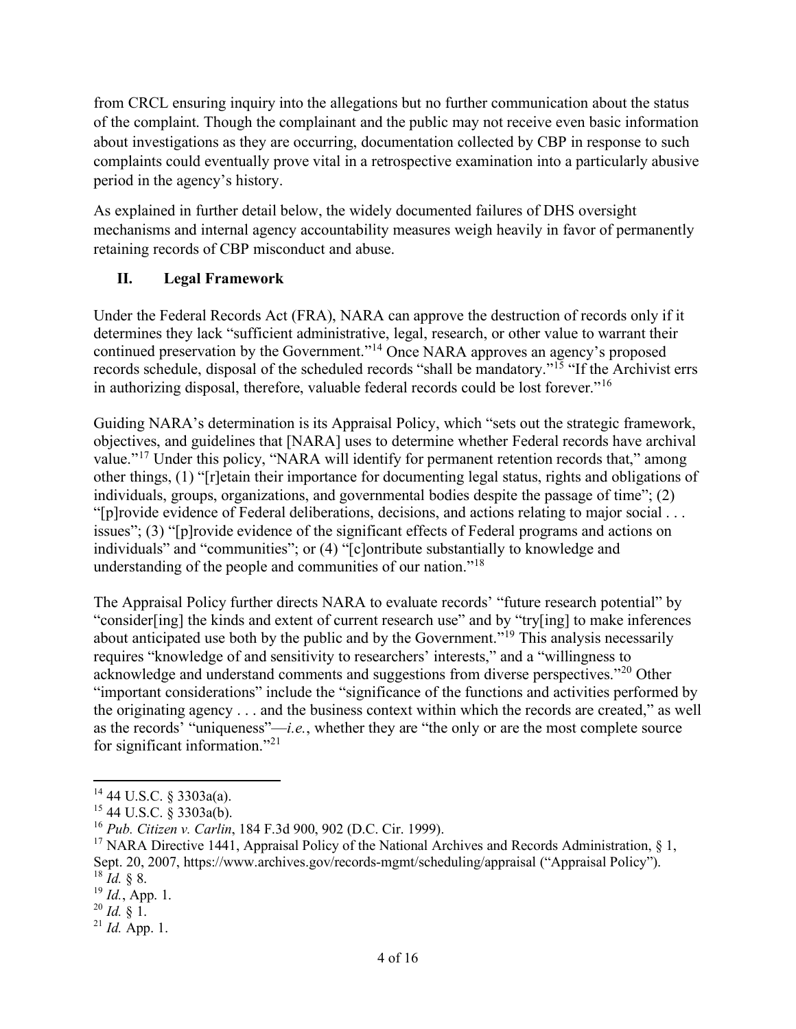from CRCL ensuring inquiry into the allegations but no further communication about the status of the complaint. Though the complainant and the public may not receive even basic information about investigations as they are occurring, documentation collected by CBP in response to such complaints could eventually prove vital in a retrospective examination into a particularly abusive period in the agency's history.

As explained in further detail below, the widely documented failures of DHS oversight mechanisms and internal agency accountability measures weigh heavily in favor of permanently retaining records of CBP misconduct and abuse.

## II. Legal Framework

Under the Federal Records Act (FRA), NARA can approve the destruction of records only if it determines they lack "sufficient administrative, legal, research, or other value to warrant their continued preservation by the Government."[14] Once NARA approves an agency's proposed records schedule, disposal of the scheduled records "shall be mandatory."[15] "If the Archivist errs in authorizing disposal, therefore, valuable federal records could be lost forever."[16]

Guiding NARA's determination is its Appraisal Policy, which "sets out the strategic framework, objectives, and guidelines that [NARA] uses to determine whether Federal records have archival value."[17] Under this policy, "NARA will identify for permanent retention records that," among other things, (1) "[r]etain their importance for documenting legal status, rights and obligations of individuals, groups, organizations, and governmental bodies despite the passage of time"; (2) "[p]rovide evidence of Federal deliberations, decisions, and actions relating to major social . . . issues"; (3) "[p]rovide evidence of the significant effects of Federal programs and actions on individuals" and "communities"; or (4) "[c]ontribute substantially to knowledge and understanding of the people and communities of our nation."[18]

The Appraisal Policy further directs NARA to evaluate records' "future research potential" by "consider[ing] the kinds and extent of current research use" and by "try[ing] to make inferences about anticipated use both by the public and by the Government."[19] This analysis necessarily requires "knowledge of and sensitivity to researchers' interests," and a "willingness to acknowledge and understand comments and suggestions from diverse perspectives."[20] Other "important considerations" include the "significance of the functions and activities performed by the originating agency . . . and the business context within which the records are created," as well as the records' "uniqueness"—*i.e.*, whether they are "the only or are the most complete source for significant information."[21]

---

[14] 44 U.S.C. § 3303a(a).

[15] 44 U.S.C. § 3303a(b).

[16] *Pub. Citizen v. Carlin*, 184 F.3d 900, 902 (D.C. Cir. 1999).

[17] NARA Directive 1441, Appraisal Policy of the National Archives and Records Administration, § 1, Sept. 20, 2007, https://www.archives.gov/records-mgmt/scheduling/appraisal ("Appraisal Policy").

[18] *Id.* § 8.

[19] *Id.*, App. 1.

[20] *Id.* § 1.

[21] *Id.* App. 1.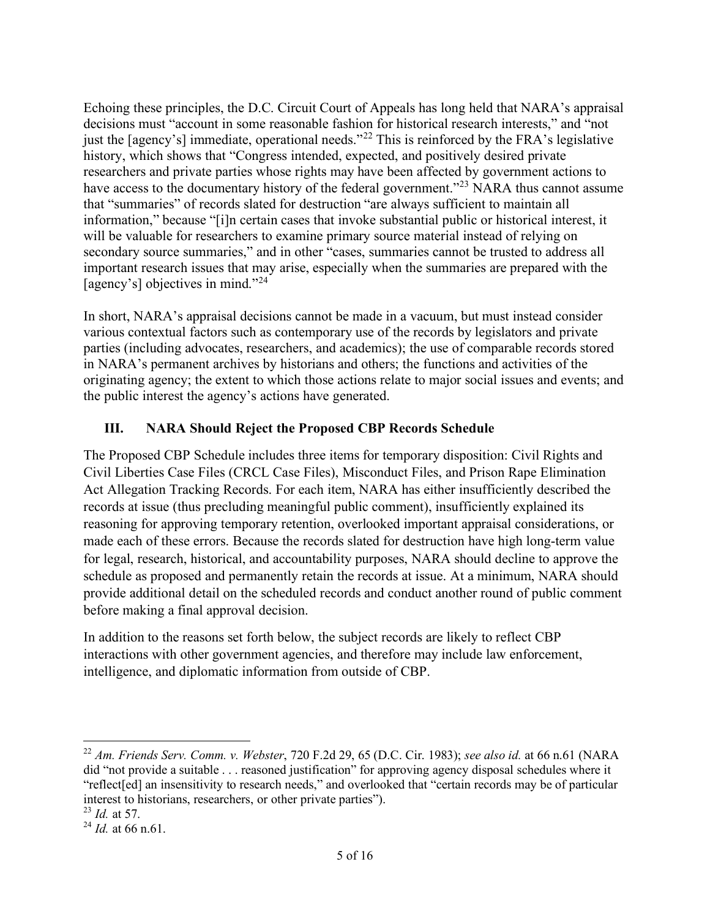Echoing these principles, the D.C. Circuit Court of Appeals has long held that NARA's appraisal decisions must "account in some reasonable fashion for historical research interests," and "not just the [agency's] immediate, operational needs."[22] This is reinforced by the FRA's legislative history, which shows that "Congress intended, expected, and positively desired private researchers and private parties whose rights may have been affected by government actions to have access to the documentary history of the federal government."[23] NARA thus cannot assume that "summaries" of records slated for destruction "are always sufficient to maintain all information," because "[i]n certain cases that invoke substantial public or historical interest, it will be valuable for researchers to examine primary source material instead of relying on secondary source summaries," and in other "cases, summaries cannot be trusted to address all important research issues that may arise, especially when the summaries are prepared with the [agency's] objectives in mind."[24]

In short, NARA's appraisal decisions cannot be made in a vacuum, but must instead consider various contextual factors such as contemporary use of the records by legislators and private parties (including advocates, researchers, and academics); the use of comparable records stored in NARA's permanent archives by historians and others; the functions and activities of the originating agency; the extent to which those actions relate to major social issues and events; and the public interest the agency's actions have generated.

## III. NARA Should Reject the Proposed CBP Records Schedule

The Proposed CBP Schedule includes three items for temporary disposition: Civil Rights and Civil Liberties Case Files (CRCL Case Files), Misconduct Files, and Prison Rape Elimination Act Allegation Tracking Records. For each item, NARA has either insufficiently described the records at issue (thus precluding meaningful public comment), insufficiently explained its reasoning for approving temporary retention, overlooked important appraisal considerations, or made each of these errors. Because the records slated for destruction have high long-term value for legal, research, historical, and accountability purposes, NARA should decline to approve the schedule as proposed and permanently retain the records at issue. At a minimum, NARA should provide additional detail on the scheduled records and conduct another round of public comment before making a final approval decision.

In addition to the reasons set forth below, the subject records are likely to reflect CBP interactions with other government agencies, and therefore may include law enforcement, intelligence, and diplomatic information from outside of CBP.

---

[22] *Am. Friends Serv. Comm. v. Webster*, 720 F.2d 29, 65 (D.C. Cir. 1983); *see also id.* at 66 n.61 (NARA did "not provide a suitable . . . reasoned justification" for approving agency disposal schedules where it "reflect[ed] an insensitivity to research needs," and overlooked that "certain records may be of particular interest to historians, researchers, or other private parties").

[23] *Id.* at 57.

[24] *Id.* at 66 n.61.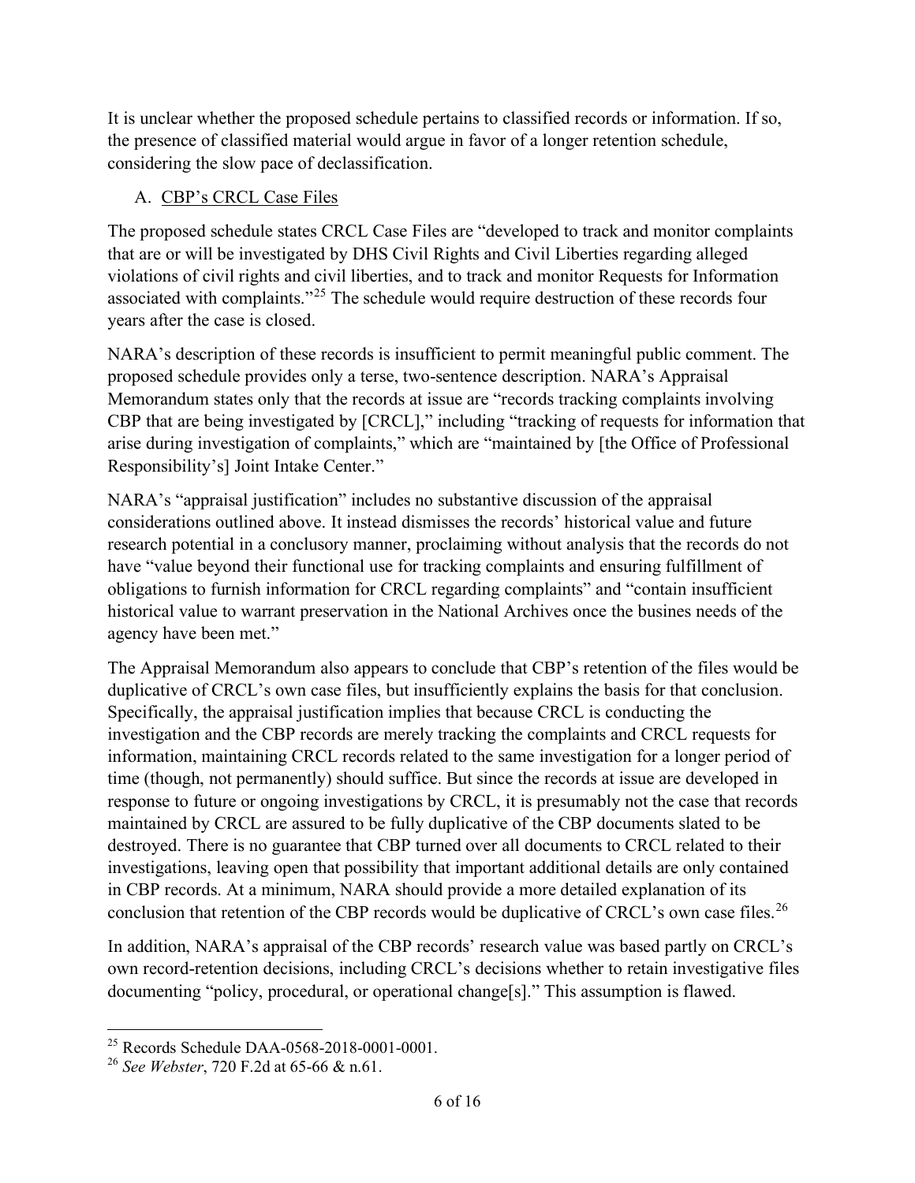It is unclear whether the proposed schedule pertains to classified records or information. If so, the presence of classified material would argue in favor of a longer retention schedule, considering the slow pace of declassification.

A. CBP's CRCL Case Files

The proposed schedule states CRCL Case Files are "developed to track and monitor complaints that are or will be investigated by DHS Civil Rights and Civil Liberties regarding alleged violations of civil rights and civil liberties, and to track and monitor Requests for Information associated with complaints."[25] The schedule would require destruction of these records four years after the case is closed.

NARA's description of these records is insufficient to permit meaningful public comment. The proposed schedule provides only a terse, two-sentence description. NARA's Appraisal Memorandum states only that the records at issue are "records tracking complaints involving CBP that are being investigated by [CRCL]," including "tracking of requests for information that arise during investigation of complaints," which are "maintained by [the Office of Professional Responsibility's] Joint Intake Center."

NARA's "appraisal justification" includes no substantive discussion of the appraisal considerations outlined above. It instead dismisses the records' historical value and future research potential in a conclusory manner, proclaiming without analysis that the records do not have "value beyond their functional use for tracking complaints and ensuring fulfillment of obligations to furnish information for CRCL regarding complaints" and "contain insufficient historical value to warrant preservation in the National Archives once the busines needs of the agency have been met."

The Appraisal Memorandum also appears to conclude that CBP's retention of the files would be duplicative of CRCL's own case files, but insufficiently explains the basis for that conclusion. Specifically, the appraisal justification implies that because CRCL is conducting the investigation and the CBP records are merely tracking the complaints and CRCL requests for information, maintaining CRCL records related to the same investigation for a longer period of time (though, not permanently) should suffice. But since the records at issue are developed in response to future or ongoing investigations by CRCL, it is presumably not the case that records maintained by CRCL are assured to be fully duplicative of the CBP documents slated to be destroyed. There is no guarantee that CBP turned over all documents to CRCL related to their investigations, leaving open that possibility that important additional details are only contained in CBP records. At a minimum, NARA should provide a more detailed explanation of its conclusion that retention of the CBP records would be duplicative of CRCL's own case files.[26]

In addition, NARA's appraisal of the CBP records' research value was based partly on CRCL's own record-retention decisions, including CRCL's decisions whether to retain investigative files documenting "policy, procedural, or operational change[s]." This assumption is flawed.

---

[25] Records Schedule DAA-0568-2018-0001-0001.

[26] *See Webster*, 720 F.2d at 65-66 & n.61.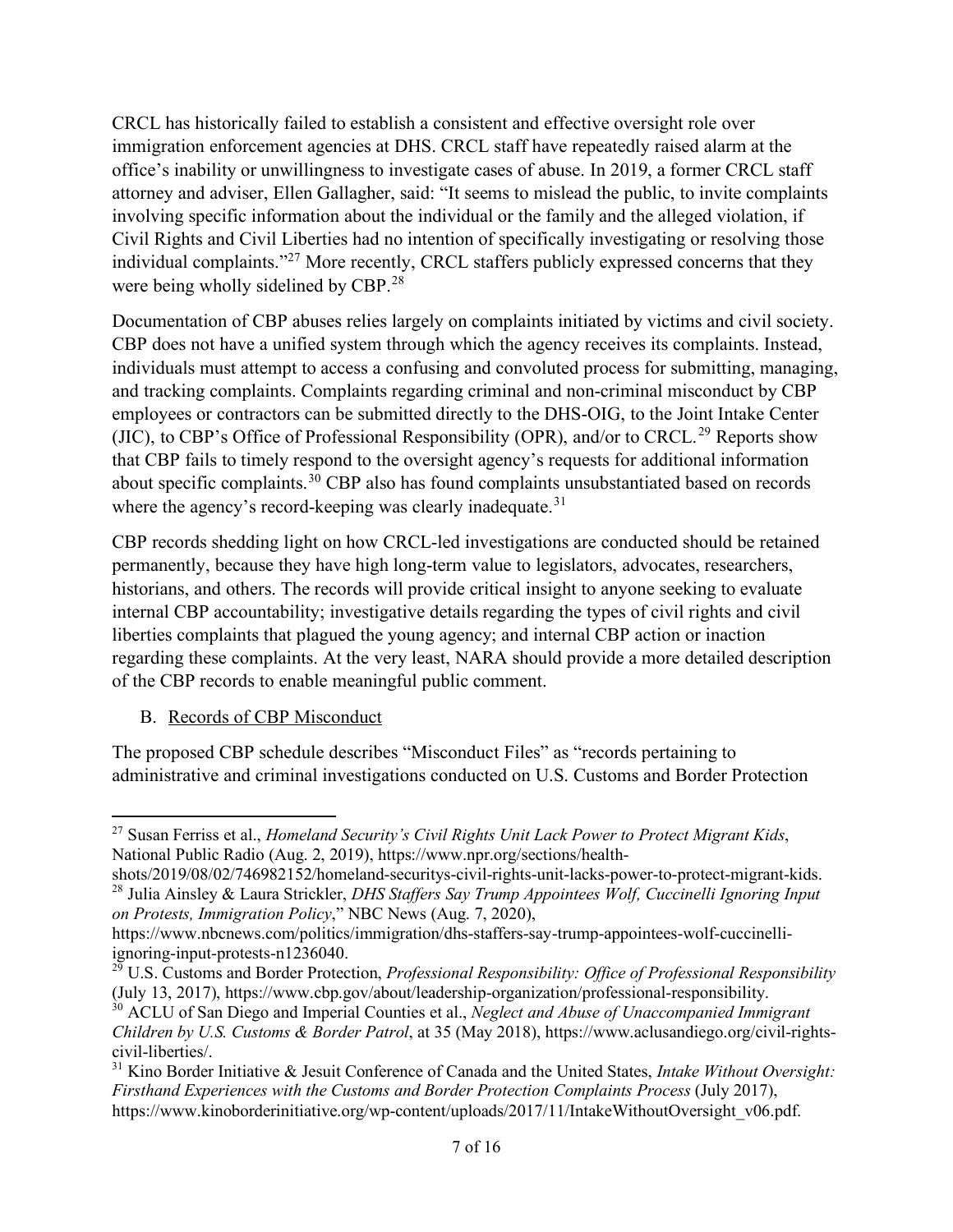CRCL has historically failed to establish a consistent and effective oversight role over immigration enforcement agencies at DHS. CRCL staff have repeatedly raised alarm at the office's inability or unwillingness to investigate cases of abuse. In 2019, a former CRCL staff attorney and adviser, Ellen Gallagher, said: "It seems to mislead the public, to invite complaints involving specific information about the individual or the family and the alleged violation, if Civil Rights and Civil Liberties had no intention of specifically investigating or resolving those individual complaints."[27] More recently, CRCL staffers publicly expressed concerns that they were being wholly sidelined by CBP.[28]

Documentation of CBP abuses relies largely on complaints initiated by victims and civil society. CBP does not have a unified system through which the agency receives its complaints. Instead, individuals must attempt to access a confusing and convoluted process for submitting, managing, and tracking complaints. Complaints regarding criminal and non-criminal misconduct by CBP employees or contractors can be submitted directly to the DHS-OIG, to the Joint Intake Center (JIC), to CBP's Office of Professional Responsibility (OPR), and/or to CRCL.[29] Reports show that CBP fails to timely respond to the oversight agency's requests for additional information about specific complaints.[30] CBP also has found complaints unsubstantiated based on records where the agency's record-keeping was clearly inadequate.[31]

CBP records shedding light on how CRCL-led investigations are conducted should be retained permanently, because they have high long-term value to legislators, advocates, researchers, historians, and others. The records will provide critical insight to anyone seeking to evaluate internal CBP accountability; investigative details regarding the types of civil rights and civil liberties complaints that plagued the young agency; and internal CBP action or inaction regarding these complaints. At the very least, NARA should provide a more detailed description of the CBP records to enable meaningful public comment.

B. Records of CBP Misconduct

The proposed CBP schedule describes "Misconduct Files" as "records pertaining to administrative and criminal investigations conducted on U.S. Customs and Border Protection

---

[27] Susan Ferriss et al., *Homeland Security's Civil Rights Unit Lack Power to Protect Migrant Kids*, National Public Radio (Aug. 2, 2019), https://www.npr.org/sections/health-shots/2019/08/02/746982152/homeland-securitys-civil-rights-unit-lacks-power-to-protect-migrant-kids.

[28] Julia Ainsley & Laura Strickler, *DHS Staffers Say Trump Appointees Wolf, Cuccinelli Ignoring Input on Protests, Immigration Policy*," NBC News (Aug. 7, 2020), https://www.nbcnews.com/politics/immigration/dhs-staffers-say-trump-appointees-wolf-cuccinelli-ignoring-input-protests-n1236040.

[29] U.S. Customs and Border Protection, *Professional Responsibility: Office of Professional Responsibility* (July 13, 2017), https://www.cbp.gov/about/leadership-organization/professional-responsibility.

[30] ACLU of San Diego and Imperial Counties et al., *Neglect and Abuse of Unaccompanied Immigrant Children by U.S. Customs & Border Patrol*, at 35 (May 2018), https://www.aclusandiego.org/civil-rights-civil-liberties/.

[31] Kino Border Initiative & Jesuit Conference of Canada and the United States, *Intake Without Oversight: Firsthand Experiences with the Customs and Border Protection Complaints Process* (July 2017), https://www.kinoborderinitiative.org/wp-content/uploads/2017/11/IntakeWithoutOversight_v06.pdf.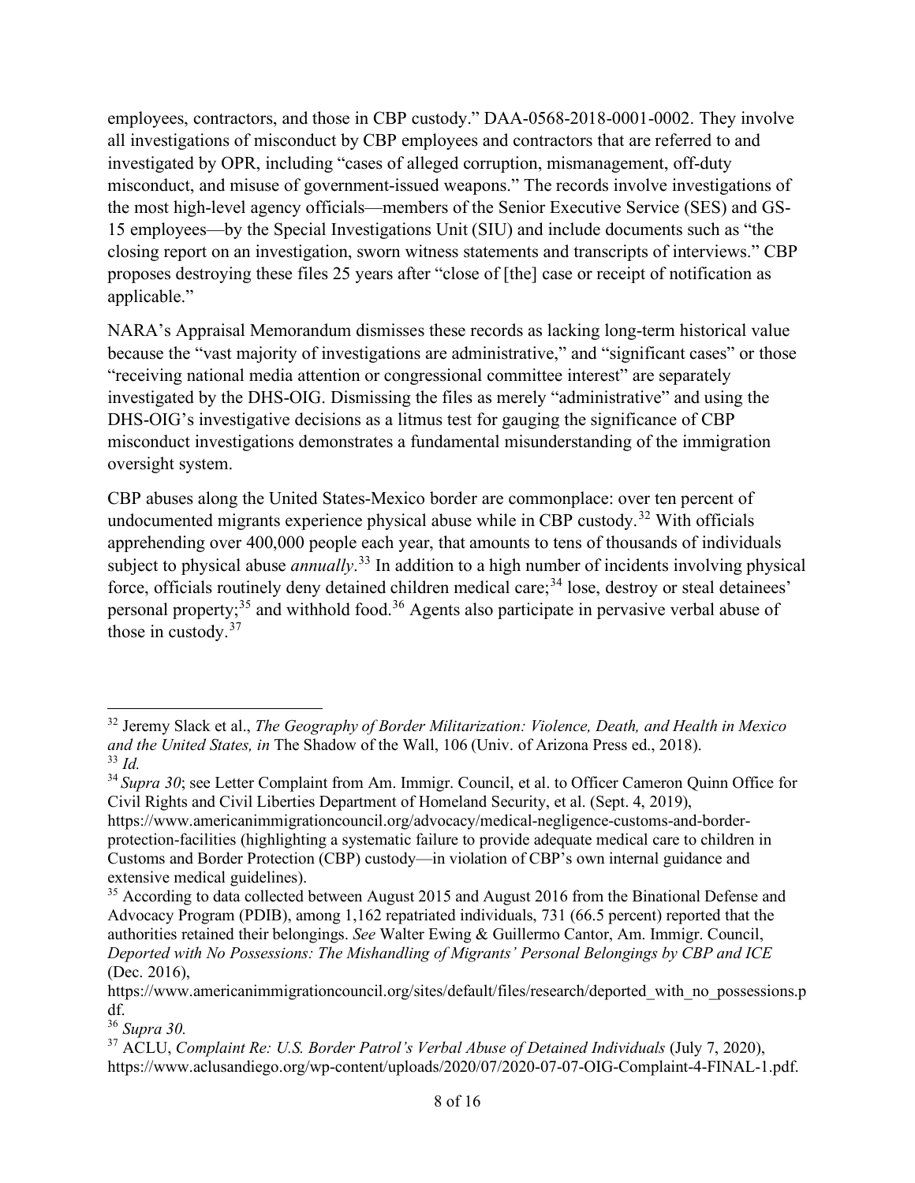employees, contractors, and those in CBP custody." DAA-0568-2018-0001-0002. They involve all investigations of misconduct by CBP employees and contractors that are referred to and investigated by OPR, including "cases of alleged corruption, mismanagement, off-duty misconduct, and misuse of government-issued weapons." The records involve investigations of the most high-level agency officials—members of the Senior Executive Service (SES) and GS-15 employees—by the Special Investigations Unit (SIU) and include documents such as "the closing report on an investigation, sworn witness statements and transcripts of interviews." CBP proposes destroying these files 25 years after "close of [the] case or receipt of notification as applicable."

NARA's Appraisal Memorandum dismisses these records as lacking long-term historical value because the "vast majority of investigations are administrative," and "significant cases" or those "receiving national media attention or congressional committee interest" are separately investigated by the DHS-OIG. Dismissing the files as merely "administrative" and using the DHS-OIG's investigative decisions as a litmus test for gauging the significance of CBP misconduct investigations demonstrates a fundamental misunderstanding of the immigration oversight system.

CBP abuses along the United States-Mexico border are commonplace: over ten percent of undocumented migrants experience physical abuse while in CBP custody.[32] With officials apprehending over 400,000 people each year, that amounts to tens of thousands of individuals subject to physical abuse *annually*.[33] In addition to a high number of incidents involving physical force, officials routinely deny detained children medical care;[34] lose, destroy or steal detainees' personal property;[35] and withhold food.[36] Agents also participate in pervasive verbal abuse of those in custody.[37]

---

[32] Jeremy Slack et al., *The Geography of Border Militarization: Violence, Death, and Health in Mexico and the United States, in* The Shadow of the Wall, 106 (Univ. of Arizona Press ed., 2018).

[33] *Id.*

[34] *Supra 30*; see Letter Complaint from Am. Immigr. Council, et al. to Officer Cameron Quinn Office for Civil Rights and Civil Liberties Department of Homeland Security, et al. (Sept. 4, 2019), https://www.americanimmigrationcouncil.org/advocacy/medical-negligence-customs-and-border-protection-facilities (highlighting a systematic failure to provide adequate medical care to children in Customs and Border Protection (CBP) custody—in violation of CBP's own internal guidance and extensive medical guidelines).

[35] According to data collected between August 2015 and August 2016 from the Binational Defense and Advocacy Program (PDIB), among 1,162 repatriated individuals, 731 (66.5 percent) reported that the authorities retained their belongings. *See* Walter Ewing & Guillermo Cantor, Am. Immigr. Council, *Deported with No Possessions: The Mishandling of Migrants' Personal Belongings by CBP and ICE* (Dec. 2016), https://www.americanimmigrationcouncil.org/sites/default/files/research/deported_with_no_possessions.pdf.

[36] *Supra 30.*

[37] ACLU, *Complaint Re: U.S. Border Patrol's Verbal Abuse of Detained Individuals* (July 7, 2020), https://www.aclusandiego.org/wp-content/uploads/2020/07/2020-07-07-OIG-Complaint-4-FINAL-1.pdf.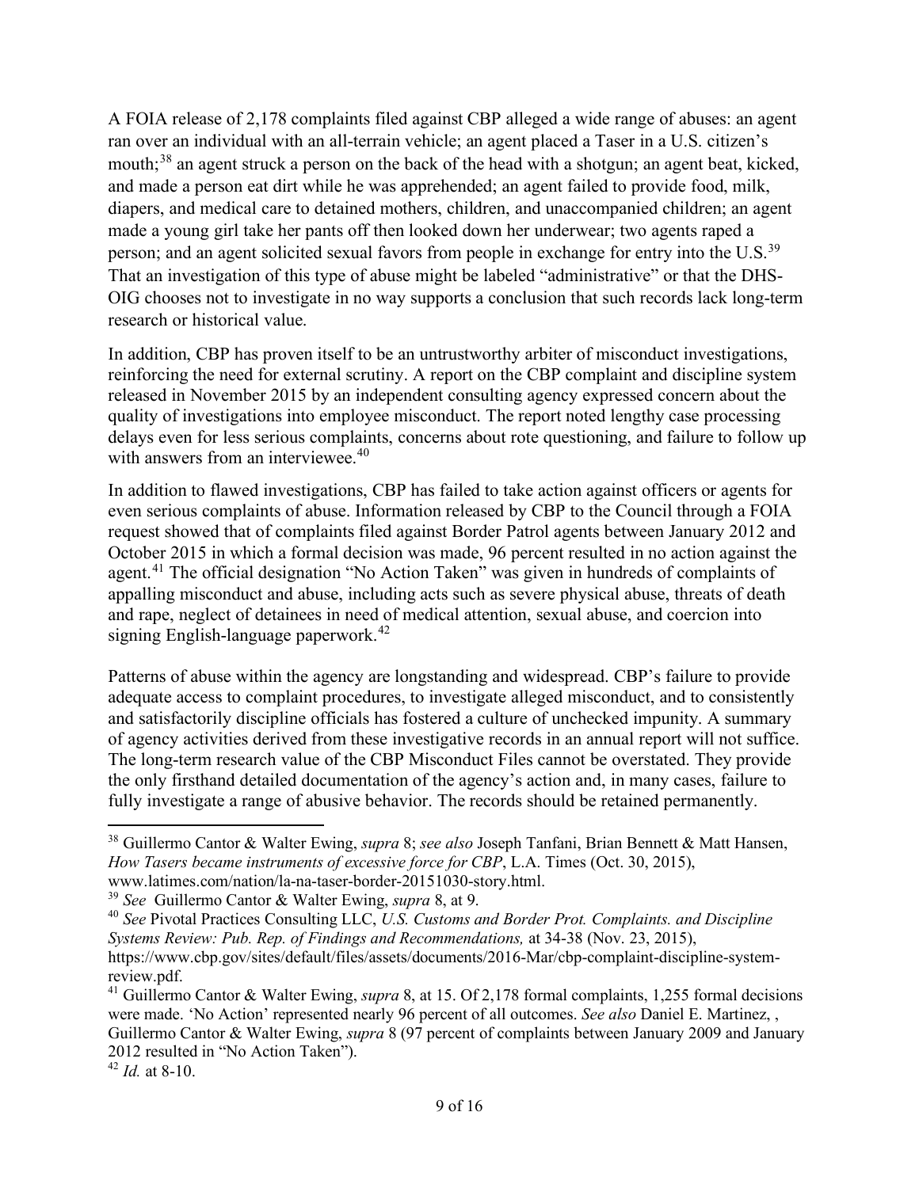A FOIA release of 2,178 complaints filed against CBP alleged a wide range of abuses: an agent ran over an individual with an all-terrain vehicle; an agent placed a Taser in a U.S. citizen's mouth;[38] an agent struck a person on the back of the head with a shotgun; an agent beat, kicked, and made a person eat dirt while he was apprehended; an agent failed to provide food, milk, diapers, and medical care to detained mothers, children, and unaccompanied children; an agent made a young girl take her pants off then looked down her underwear; two agents raped a person; and an agent solicited sexual favors from people in exchange for entry into the U.S.[39] That an investigation of this type of abuse might be labeled "administrative" or that the DHS-OIG chooses not to investigate in no way supports a conclusion that such records lack long-term research or historical value.

In addition, CBP has proven itself to be an untrustworthy arbiter of misconduct investigations, reinforcing the need for external scrutiny. A report on the CBP complaint and discipline system released in November 2015 by an independent consulting agency expressed concern about the quality of investigations into employee misconduct. The report noted lengthy case processing delays even for less serious complaints, concerns about rote questioning, and failure to follow up with answers from an interviewee.[40]

In addition to flawed investigations, CBP has failed to take action against officers or agents for even serious complaints of abuse. Information released by CBP to the Council through a FOIA request showed that of complaints filed against Border Patrol agents between January 2012 and October 2015 in which a formal decision was made, 96 percent resulted in no action against the agent.[41] The official designation "No Action Taken" was given in hundreds of complaints of appalling misconduct and abuse, including acts such as severe physical abuse, threats of death and rape, neglect of detainees in need of medical attention, sexual abuse, and coercion into signing English-language paperwork.[42]

Patterns of abuse within the agency are longstanding and widespread. CBP's failure to provide adequate access to complaint procedures, to investigate alleged misconduct, and to consistently and satisfactorily discipline officials has fostered a culture of unchecked impunity. A summary of agency activities derived from these investigative records in an annual report will not suffice. The long-term research value of the CBP Misconduct Files cannot be overstated. They provide the only firsthand detailed documentation of the agency's action and, in many cases, failure to fully investigate a range of abusive behavior. The records should be retained permanently.

---

[38] Guillermo Cantor & Walter Ewing, *supra* 8; *see also* Joseph Tanfani, Brian Bennett & Matt Hansen, *How Tasers became instruments of excessive force for CBP*, L.A. Times (Oct. 30, 2015), www.latimes.com/nation/la-na-taser-border-20151030-story.html.

[39] *See* Guillermo Cantor & Walter Ewing, *supra* 8, at 9.

[40] *See* Pivotal Practices Consulting LLC, *U.S. Customs and Border Prot. Complaints. and Discipline Systems Review: Pub. Rep. of Findings and Recommendations,* at 34-38 (Nov. 23, 2015), https://www.cbp.gov/sites/default/files/assets/documents/2016-Mar/cbp-complaint-discipline-system-review.pdf.

[41] Guillermo Cantor & Walter Ewing, *supra* 8, at 15. Of 2,178 formal complaints, 1,255 formal decisions were made. 'No Action' represented nearly 96 percent of all outcomes. *See also* Daniel E. Martinez, , Guillermo Cantor & Walter Ewing, *supra* 8 (97 percent of complaints between January 2009 and January 2012 resulted in "No Action Taken").

[42] *Id.* at 8-10.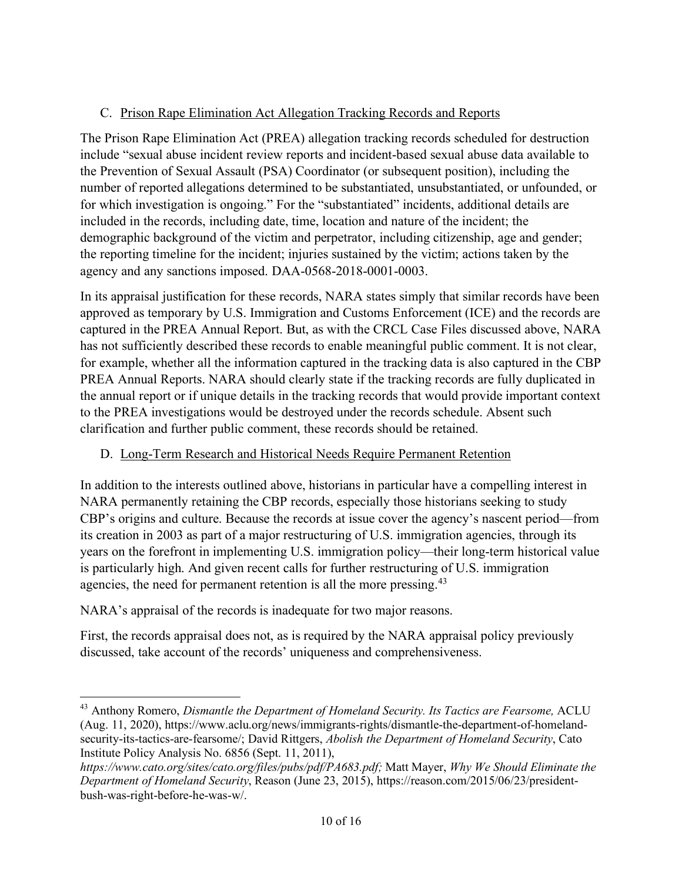### C. Prison Rape Elimination Act Allegation Tracking Records and Reports

The Prison Rape Elimination Act (PREA) allegation tracking records scheduled for destruction include "sexual abuse incident review reports and incident-based sexual abuse data available to the Prevention of Sexual Assault (PSA) Coordinator (or subsequent position), including the number of reported allegations determined to be substantiated, unsubstantiated, or unfounded, or for which investigation is ongoing." For the "substantiated" incidents, additional details are included in the records, including date, time, location and nature of the incident; the demographic background of the victim and perpetrator, including citizenship, age and gender; the reporting timeline for the incident; injuries sustained by the victim; actions taken by the agency and any sanctions imposed. DAA-0568-2018-0001-0003.

In its appraisal justification for these records, NARA states simply that similar records have been approved as temporary by U.S. Immigration and Customs Enforcement (ICE) and the records are captured in the PREA Annual Report. But, as with the CRCL Case Files discussed above, NARA has not sufficiently described these records to enable meaningful public comment. It is not clear, for example, whether all the information captured in the tracking data is also captured in the CBP PREA Annual Reports. NARA should clearly state if the tracking records are fully duplicated in the annual report or if unique details in the tracking records that would provide important context to the PREA investigations would be destroyed under the records schedule. Absent such clarification and further public comment, these records should be retained.

### D. Long-Term Research and Historical Needs Require Permanent Retention

In addition to the interests outlined above, historians in particular have a compelling interest in NARA permanently retaining the CBP records, especially those historians seeking to study CBP's origins and culture. Because the records at issue cover the agency's nascent period—from its creation in 2003 as part of a major restructuring of U.S. immigration agencies, through its years on the forefront in implementing U.S. immigration policy—their long-term historical value is particularly high. And given recent calls for further restructuring of U.S. immigration agencies, the need for permanent retention is all the more pressing.[43]

NARA's appraisal of the records is inadequate for two major reasons.

First, the records appraisal does not, as is required by the NARA appraisal policy previously discussed, take account of the records' uniqueness and comprehensiveness.

---

[43] Anthony Romero, *Dismantle the Department of Homeland Security. Its Tactics are Fearsome,* ACLU (Aug. 11, 2020), https://www.aclu.org/news/immigrants-rights/dismantle-the-department-of-homeland-security-its-tactics-are-fearsome/; David Rittgers, *Abolish the Department of Homeland Security*, Cato Institute Policy Analysis No. 6856 (Sept. 11, 2011), *https://www.cato.org/sites/cato.org/files/pubs/pdf/PA683.pdf;* Matt Mayer, *Why We Should Eliminate the Department of Homeland Security*, Reason (June 23, 2015), https://reason.com/2015/06/23/president-bush-was-right-before-he-was-w/.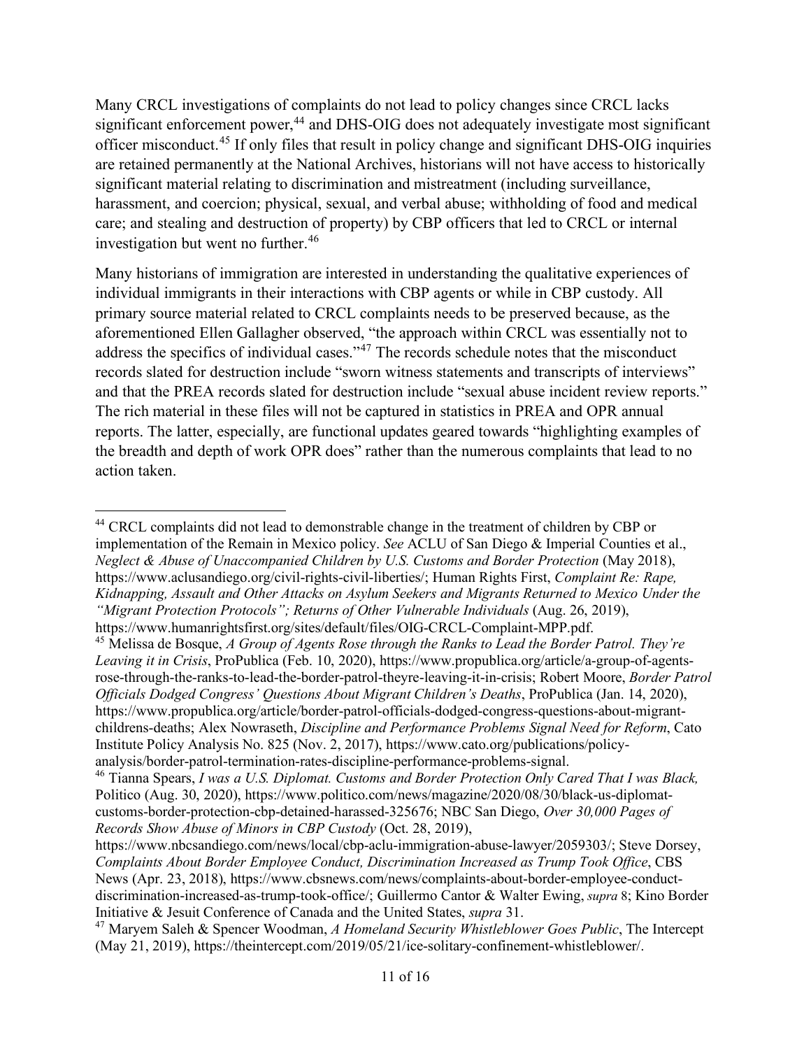Many CRCL investigations of complaints do not lead to policy changes since CRCL lacks significant enforcement power,[44] and DHS-OIG does not adequately investigate most significant officer misconduct.[45] If only files that result in policy change and significant DHS-OIG inquiries are retained permanently at the National Archives, historians will not have access to historically significant material relating to discrimination and mistreatment (including surveillance, harassment, and coercion; physical, sexual, and verbal abuse; withholding of food and medical care; and stealing and destruction of property) by CBP officers that led to CRCL or internal investigation but went no further.[46]

Many historians of immigration are interested in understanding the qualitative experiences of individual immigrants in their interactions with CBP agents or while in CBP custody. All primary source material related to CRCL complaints needs to be preserved because, as the aforementioned Ellen Gallagher observed, "the approach within CRCL was essentially not to address the specifics of individual cases."[47] The records schedule notes that the misconduct records slated for destruction include "sworn witness statements and transcripts of interviews" and that the PREA records slated for destruction include "sexual abuse incident review reports." The rich material in these files will not be captured in statistics in PREA and OPR annual reports. The latter, especially, are functional updates geared towards "highlighting examples of the breadth and depth of work OPR does" rather than the numerous complaints that lead to no action taken.

---

[44] CRCL complaints did not lead to demonstrable change in the treatment of children by CBP or implementation of the Remain in Mexico policy. *See* ACLU of San Diego & Imperial Counties et al., *Neglect & Abuse of Unaccompanied Children by U.S. Customs and Border Protection* (May 2018), https://www.aclusandiego.org/civil-rights-civil-liberties/; Human Rights First, *Complaint Re: Rape, Kidnapping, Assault and Other Attacks on Asylum Seekers and Migrants Returned to Mexico Under the "Migrant Protection Protocols"; Returns of Other Vulnerable Individuals* (Aug. 26, 2019), https://www.humanrightsfirst.org/sites/default/files/OIG-CRCL-Complaint-MPP.pdf.

[45] Melissa de Bosque, *A Group of Agents Rose through the Ranks to Lead the Border Patrol. They're Leaving it in Crisis*, ProPublica (Feb. 10, 2020), https://www.propublica.org/article/a-group-of-agents-rose-through-the-ranks-to-lead-the-border-patrol-theyre-leaving-it-in-crisis; Robert Moore, *Border Patrol Officials Dodged Congress' Questions About Migrant Children's Deaths*, ProPublica (Jan. 14, 2020), https://www.propublica.org/article/border-patrol-officials-dodged-congress-questions-about-migrant-childrens-deaths; Alex Nowraseth, *Discipline and Performance Problems Signal Need for Reform*, Cato Institute Policy Analysis No. 825 (Nov. 2, 2017), https://www.cato.org/publications/policy-analysis/border-patrol-termination-rates-discipline-performance-problems-signal.

[46] Tianna Spears, *I was a U.S. Diplomat. Customs and Border Protection Only Cared That I was Black,* Politico (Aug. 30, 2020), https://www.politico.com/news/magazine/2020/08/30/black-us-diplomat-customs-border-protection-cbp-detained-harassed-325676; NBC San Diego, *Over 30,000 Pages of Records Show Abuse of Minors in CBP Custody* (Oct. 28, 2019), https://www.nbcsandiego.com/news/local/cbp-aclu-immigration-abuse-lawyer/2059303/; Steve Dorsey, *Complaints About Border Employee Conduct, Discrimination Increased as Trump Took Office*, CBS News (Apr. 23, 2018), https://www.cbsnews.com/news/complaints-about-border-employee-conduct-discrimination-increased-as-trump-took-office/; Guillermo Cantor & Walter Ewing, *supra* 8; Kino Border Initiative & Jesuit Conference of Canada and the United States, *supra* 31.

[47] Maryem Saleh & Spencer Woodman, *A Homeland Security Whistleblower Goes Public*, The Intercept (May 21, 2019), https://theintercept.com/2019/05/21/ice-solitary-confinement-whistleblower/.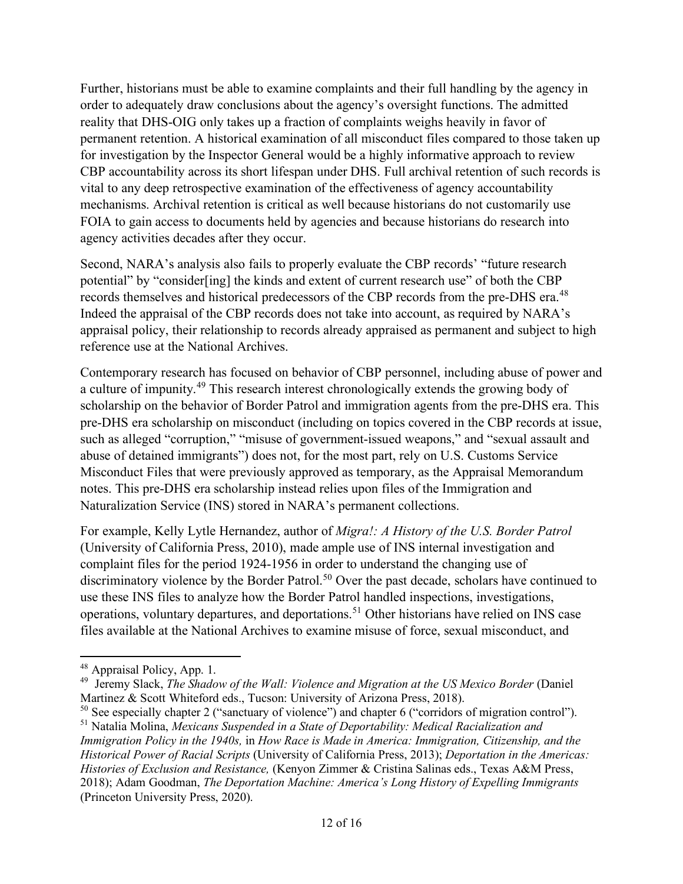Further, historians must be able to examine complaints and their full handling by the agency in order to adequately draw conclusions about the agency's oversight functions. The admitted reality that DHS-OIG only takes up a fraction of complaints weighs heavily in favor of permanent retention. A historical examination of all misconduct files compared to those taken up for investigation by the Inspector General would be a highly informative approach to review CBP accountability across its short lifespan under DHS. Full archival retention of such records is vital to any deep retrospective examination of the effectiveness of agency accountability mechanisms. Archival retention is critical as well because historians do not customarily use FOIA to gain access to documents held by agencies and because historians do research into agency activities decades after they occur.

Second, NARA's analysis also fails to properly evaluate the CBP records' "future research potential" by "consider[ing] the kinds and extent of current research use" of both the CBP records themselves and historical predecessors of the CBP records from the pre-DHS era.[48] Indeed the appraisal of the CBP records does not take into account, as required by NARA's appraisal policy, their relationship to records already appraised as permanent and subject to high reference use at the National Archives.

Contemporary research has focused on behavior of CBP personnel, including abuse of power and a culture of impunity.[49] This research interest chronologically extends the growing body of scholarship on the behavior of Border Patrol and immigration agents from the pre-DHS era. This pre-DHS era scholarship on misconduct (including on topics covered in the CBP records at issue, such as alleged "corruption," "misuse of government-issued weapons," and "sexual assault and abuse of detained immigrants") does not, for the most part, rely on U.S. Customs Service Misconduct Files that were previously approved as temporary, as the Appraisal Memorandum notes. This pre-DHS era scholarship instead relies upon files of the Immigration and Naturalization Service (INS) stored in NARA's permanent collections.

For example, Kelly Lytle Hernandez, author of *Migra!: A History of the U.S. Border Patrol* (University of California Press, 2010), made ample use of INS internal investigation and complaint files for the period 1924-1956 in order to understand the changing use of discriminatory violence by the Border Patrol.[50] Over the past decade, scholars have continued to use these INS files to analyze how the Border Patrol handled inspections, investigations, operations, voluntary departures, and deportations.[51] Other historians have relied on INS case files available at the National Archives to examine misuse of force, sexual misconduct, and

---

[48] Appraisal Policy, App. 1.

[49] Jeremy Slack, *The Shadow of the Wall: Violence and Migration at the US Mexico Border* (Daniel Martinez & Scott Whiteford eds., Tucson: University of Arizona Press, 2018).

[50] See especially chapter 2 ("sanctuary of violence") and chapter 6 ("corridors of migration control").

[51] Natalia Molina, *Mexicans Suspended in a State of Deportability: Medical Racialization and Immigration Policy in the 1940s,* in *How Race is Made in America: Immigration, Citizenship, and the Historical Power of Racial Scripts* (University of California Press, 2013); *Deportation in the Americas: Histories of Exclusion and Resistance,* (Kenyon Zimmer & Cristina Salinas eds., Texas A&M Press, 2018); Adam Goodman, *The Deportation Machine: America's Long History of Expelling Immigrants* (Princeton University Press, 2020).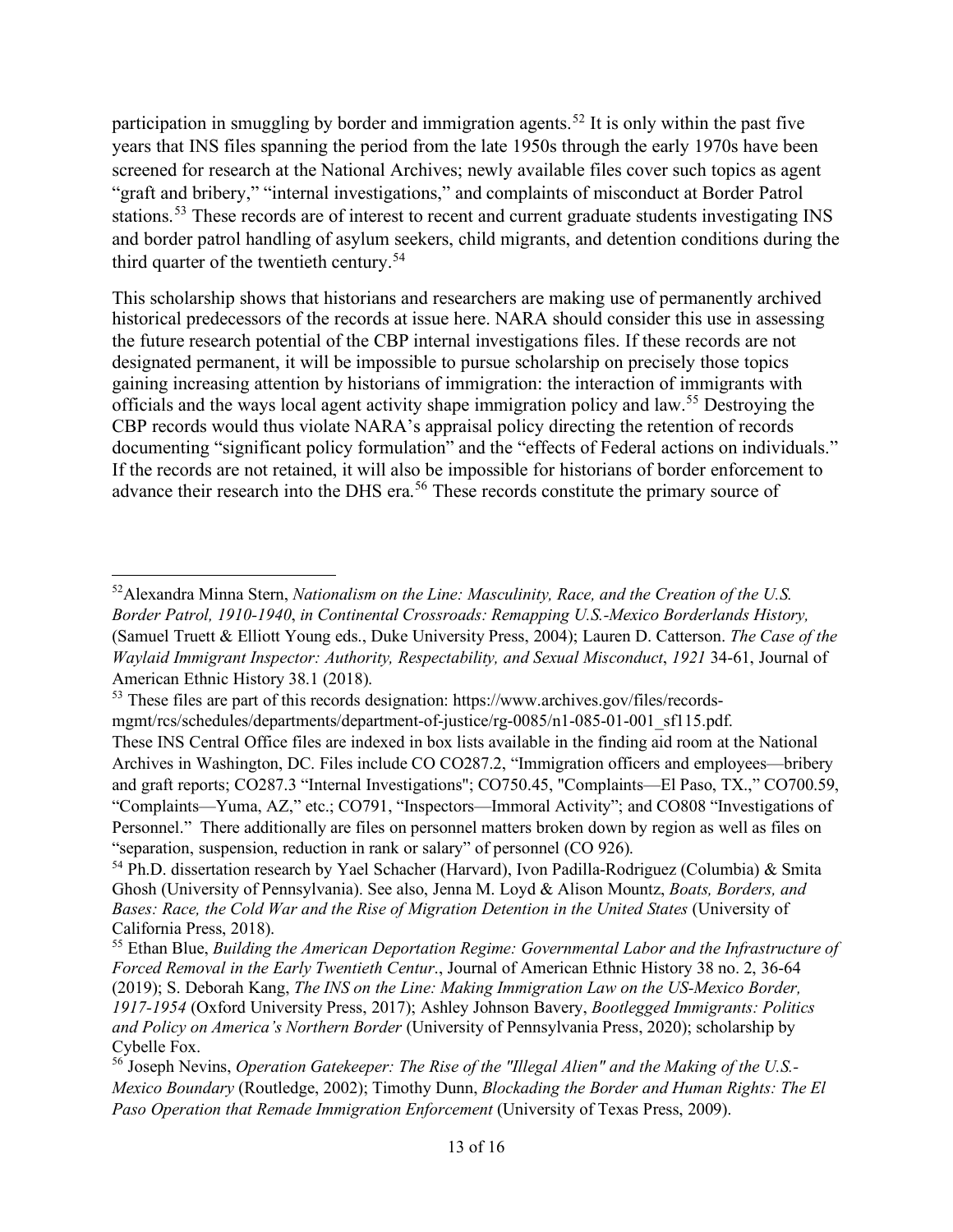participation in smuggling by border and immigration agents.[52] It is only within the past five years that INS files spanning the period from the late 1950s through the early 1970s have been screened for research at the National Archives; newly available files cover such topics as agent "graft and bribery," "internal investigations," and complaints of misconduct at Border Patrol stations.[53] These records are of interest to recent and current graduate students investigating INS and border patrol handling of asylum seekers, child migrants, and detention conditions during the third quarter of the twentieth century.[54]

This scholarship shows that historians and researchers are making use of permanently archived historical predecessors of the records at issue here. NARA should consider this use in assessing the future research potential of the CBP internal investigations files. If these records are not designated permanent, it will be impossible to pursue scholarship on precisely those topics gaining increasing attention by historians of immigration: the interaction of immigrants with officials and the ways local agent activity shape immigration policy and law.[55] Destroying the CBP records would thus violate NARA's appraisal policy directing the retention of records documenting "significant policy formulation" and the "effects of Federal actions on individuals." If the records are not retained, it will also be impossible for historians of border enforcement to advance their research into the DHS era.[56] These records constitute the primary source of

---

[52] Alexandra Minna Stern, *Nationalism on the Line: Masculinity, Race, and the Creation of the U.S. Border Patrol, 1910-1940*, *in Continental Crossroads: Remapping U.S.-Mexico Borderlands History,* (Samuel Truett & Elliott Young eds., Duke University Press, 2004); Lauren D. Catterson. *The Case of the Waylaid Immigrant Inspector: Authority, Respectability, and Sexual Misconduct*, *1921* 34-61, Journal of American Ethnic History 38.1 (2018).

[53] These files are part of this records designation: https://www.archives.gov/files/records-mgmt/rcs/schedules/departments/department-of-justice/rg-0085/n1-085-01-001_sf115.pdf. These INS Central Office files are indexed in box lists available in the finding aid room at the National Archives in Washington, DC. Files include CO CO287.2, "Immigration officers and employees—bribery and graft reports; CO287.3 "Internal Investigations"; CO750.45, "Complaints—El Paso, TX.," CO700.59, "Complaints—Yuma, AZ," etc.; CO791, "Inspectors—Immoral Activity"; and CO808 "Investigations of Personnel." There additionally are files on personnel matters broken down by region as well as files on "separation, suspension, reduction in rank or salary" of personnel (CO 926).

[54] Ph.D. dissertation research by Yael Schacher (Harvard), Ivon Padilla-Rodriguez (Columbia) & Smita Ghosh (University of Pennsylvania). See also, Jenna M. Loyd & Alison Mountz, *Boats, Borders, and Bases: Race, the Cold War and the Rise of Migration Detention in the United States* (University of California Press, 2018).

[55] Ethan Blue, *Building the American Deportation Regime: Governmental Labor and the Infrastructure of Forced Removal in the Early Twentieth Centur*., Journal of American Ethnic History 38 no. 2, 36-64 (2019); S. Deborah Kang, *The INS on the Line: Making Immigration Law on the US-Mexico Border, 1917-1954* (Oxford University Press, 2017); Ashley Johnson Bavery, *Bootlegged Immigrants: Politics and Policy on America's Northern Border* (University of Pennsylvania Press, 2020); scholarship by Cybelle Fox.

[56] Joseph Nevins, *Operation Gatekeeper: The Rise of the "Illegal Alien" and the Making of the U.S.-Mexico Boundary* (Routledge, 2002); Timothy Dunn, *Blockading the Border and Human Rights: The El Paso Operation that Remade Immigration Enforcement* (University of Texas Press, 2009).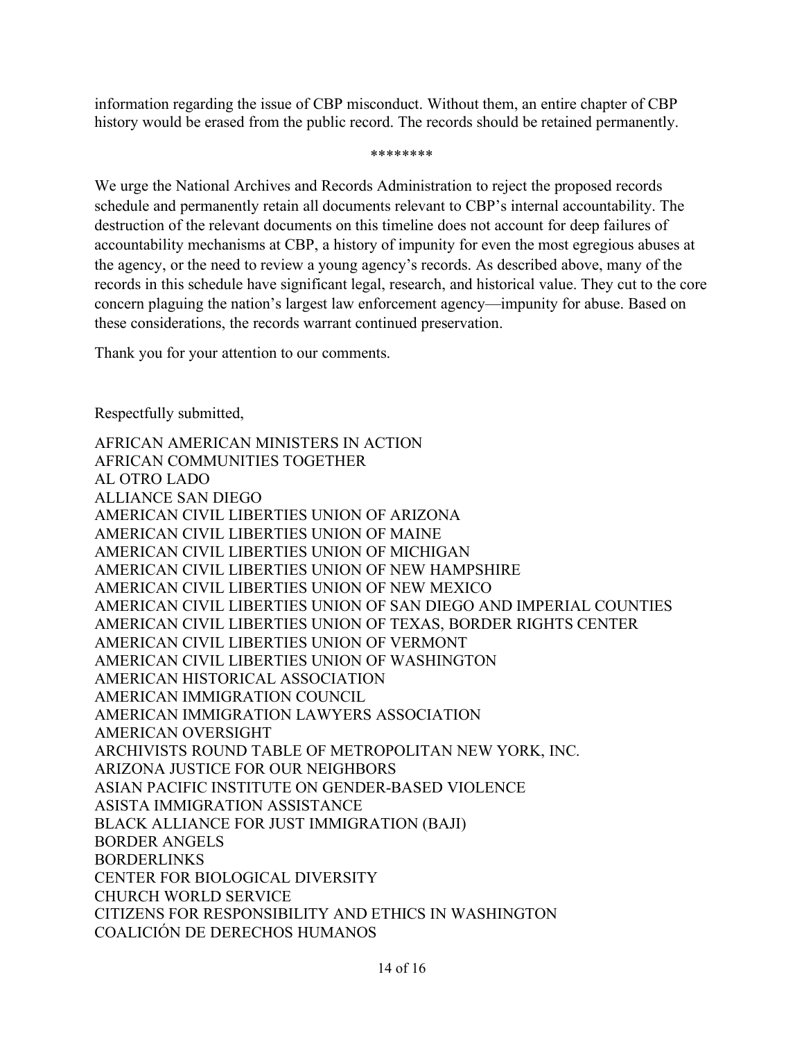information regarding the issue of CBP misconduct. Without them, an entire chapter of CBP history would be erased from the public record. The records should be retained permanently.

********

We urge the National Archives and Records Administration to reject the proposed records schedule and permanently retain all documents relevant to CBP's internal accountability. The destruction of the relevant documents on this timeline does not account for deep failures of accountability mechanisms at CBP, a history of impunity for even the most egregious abuses at the agency, or the need to review a young agency's records. As described above, many of the records in this schedule have significant legal, research, and historical value. They cut to the core concern plaguing the nation's largest law enforcement agency—impunity for abuse. Based on these considerations, the records warrant continued preservation.

Thank you for your attention to our comments.

Respectfully submitted,

AFRICAN AMERICAN MINISTERS IN ACTION
AFRICAN COMMUNITIES TOGETHER
AL OTRO LADO
ALLIANCE SAN DIEGO
AMERICAN CIVIL LIBERTIES UNION OF ARIZONA
AMERICAN CIVIL LIBERTIES UNION OF MAINE
AMERICAN CIVIL LIBERTIES UNION OF MICHIGAN
AMERICAN CIVIL LIBERTIES UNION OF NEW HAMPSHIRE
AMERICAN CIVIL LIBERTIES UNION OF NEW MEXICO
AMERICAN CIVIL LIBERTIES UNION OF SAN DIEGO AND IMPERIAL COUNTIES
AMERICAN CIVIL LIBERTIES UNION OF TEXAS, BORDER RIGHTS CENTER
AMERICAN CIVIL LIBERTIES UNION OF VERMONT
AMERICAN CIVIL LIBERTIES UNION OF WASHINGTON
AMERICAN HISTORICAL ASSOCIATION
AMERICAN IMMIGRATION COUNCIL
AMERICAN IMMIGRATION LAWYERS ASSOCIATION
AMERICAN OVERSIGHT
ARCHIVISTS ROUND TABLE OF METROPOLITAN NEW YORK, INC.
ARIZONA JUSTICE FOR OUR NEIGHBORS
ASIAN PACIFIC INSTITUTE ON GENDER-BASED VIOLENCE
ASISTA IMMIGRATION ASSISTANCE
BLACK ALLIANCE FOR JUST IMMIGRATION (BAJI)
BORDER ANGELS
BORDERLINKS
CENTER FOR BIOLOGICAL DIVERSITY
CHURCH WORLD SERVICE
CITIZENS FOR RESPONSIBILITY AND ETHICS IN WASHINGTON
COALICIÓN DE DERECHOS HUMANOS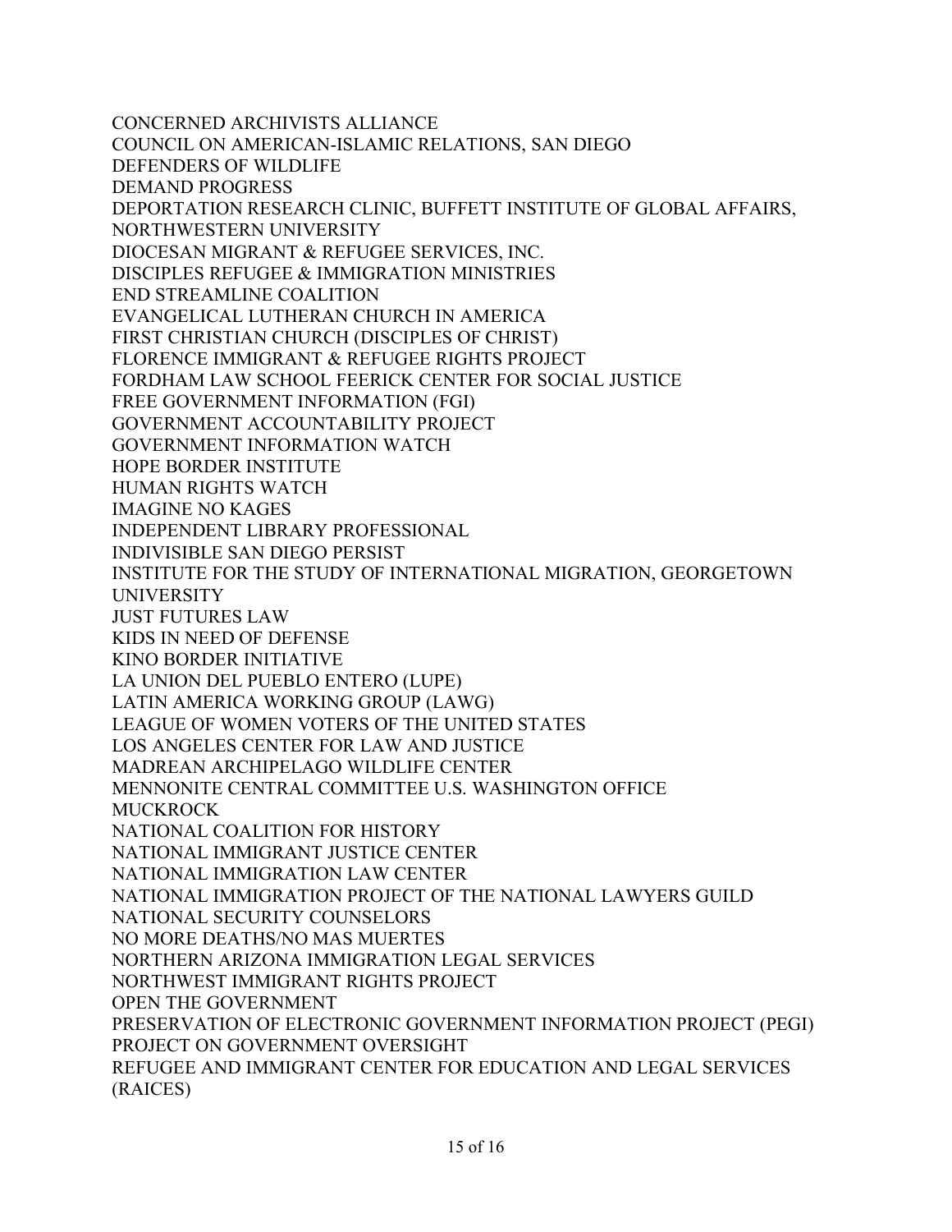CONCERNED ARCHIVISTS ALLIANCE
COUNCIL ON AMERICAN-ISLAMIC RELATIONS, SAN DIEGO
DEFENDERS OF WILDLIFE
DEMAND PROGRESS
DEPORTATION RESEARCH CLINIC, BUFFETT INSTITUTE OF GLOBAL AFFAIRS, NORTHWESTERN UNIVERSITY
DIOCESAN MIGRANT & REFUGEE SERVICES, INC.
DISCIPLES REFUGEE & IMMIGRATION MINISTRIES
END STREAMLINE COALITION
EVANGELICAL LUTHERAN CHURCH IN AMERICA
FIRST CHRISTIAN CHURCH (DISCIPLES OF CHRIST)
FLORENCE IMMIGRANT & REFUGEE RIGHTS PROJECT
FORDHAM LAW SCHOOL FEERICK CENTER FOR SOCIAL JUSTICE
FREE GOVERNMENT INFORMATION (FGI)
GOVERNMENT ACCOUNTABILITY PROJECT
GOVERNMENT INFORMATION WATCH
HOPE BORDER INSTITUTE
HUMAN RIGHTS WATCH
IMAGINE NO KAGES
INDEPENDENT LIBRARY PROFESSIONAL
INDIVISIBLE SAN DIEGO PERSIST
INSTITUTE FOR THE STUDY OF INTERNATIONAL MIGRATION, GEORGETOWN UNIVERSITY
JUST FUTURES LAW
KIDS IN NEED OF DEFENSE
KINO BORDER INITIATIVE
LA UNION DEL PUEBLO ENTERO (LUPE)
LATIN AMERICA WORKING GROUP (LAWG)
LEAGUE OF WOMEN VOTERS OF THE UNITED STATES
LOS ANGELES CENTER FOR LAW AND JUSTICE
MADREAN ARCHIPELAGO WILDLIFE CENTER
MENNONITE CENTRAL COMMITTEE U.S. WASHINGTON OFFICE
MUCKROCK
NATIONAL COALITION FOR HISTORY
NATIONAL IMMIGRANT JUSTICE CENTER
NATIONAL IMMIGRATION LAW CENTER
NATIONAL IMMIGRATION PROJECT OF THE NATIONAL LAWYERS GUILD
NATIONAL SECURITY COUNSELORS
NO MORE DEATHS/NO MAS MUERTES
NORTHERN ARIZONA IMMIGRATION LEGAL SERVICES
NORTHWEST IMMIGRANT RIGHTS PROJECT
OPEN THE GOVERNMENT
PRESERVATION OF ELECTRONIC GOVERNMENT INFORMATION PROJECT (PEGI)
PROJECT ON GOVERNMENT OVERSIGHT
REFUGEE AND IMMIGRANT CENTER FOR EDUCATION AND LEGAL SERVICES (RAICES)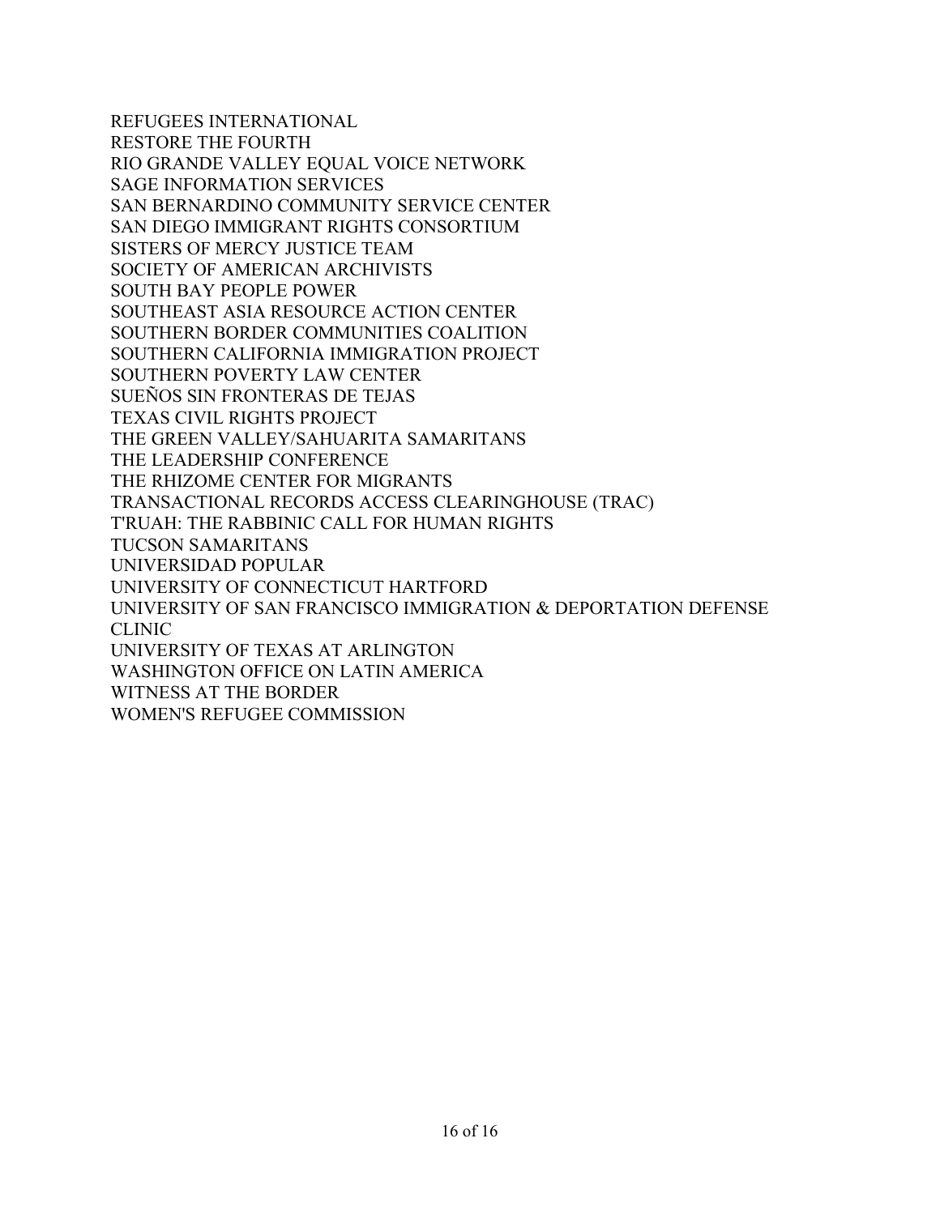REFUGEES INTERNATIONAL
RESTORE THE FOURTH
RIO GRANDE VALLEY EQUAL VOICE NETWORK
SAGE INFORMATION SERVICES
SAN BERNARDINO COMMUNITY SERVICE CENTER
SAN DIEGO IMMIGRANT RIGHTS CONSORTIUM
SISTERS OF MERCY JUSTICE TEAM
SOCIETY OF AMERICAN ARCHIVISTS
SOUTH BAY PEOPLE POWER
SOUTHEAST ASIA RESOURCE ACTION CENTER
SOUTHERN BORDER COMMUNITIES COALITION
SOUTHERN CALIFORNIA IMMIGRATION PROJECT
SOUTHERN POVERTY LAW CENTER
SUEÑOS SIN FRONTERAS DE TEJAS
TEXAS CIVIL RIGHTS PROJECT
THE GREEN VALLEY/SAHUARITA SAMARITANS
THE LEADERSHIP CONFERENCE
THE RHIZOME CENTER FOR MIGRANTS
TRANSACTIONAL RECORDS ACCESS CLEARINGHOUSE (TRAC)
T'RUAH: THE RABBINIC CALL FOR HUMAN RIGHTS
TUCSON SAMARITANS
UNIVERSIDAD POPULAR
UNIVERSITY OF CONNECTICUT HARTFORD
UNIVERSITY OF SAN FRANCISCO IMMIGRATION & DEPORTATION DEFENSE CLINIC
UNIVERSITY OF TEXAS AT ARLINGTON
WASHINGTON OFFICE ON LATIN AMERICA
WITNESS AT THE BORDER
WOMEN'S REFUGEE COMMISSION